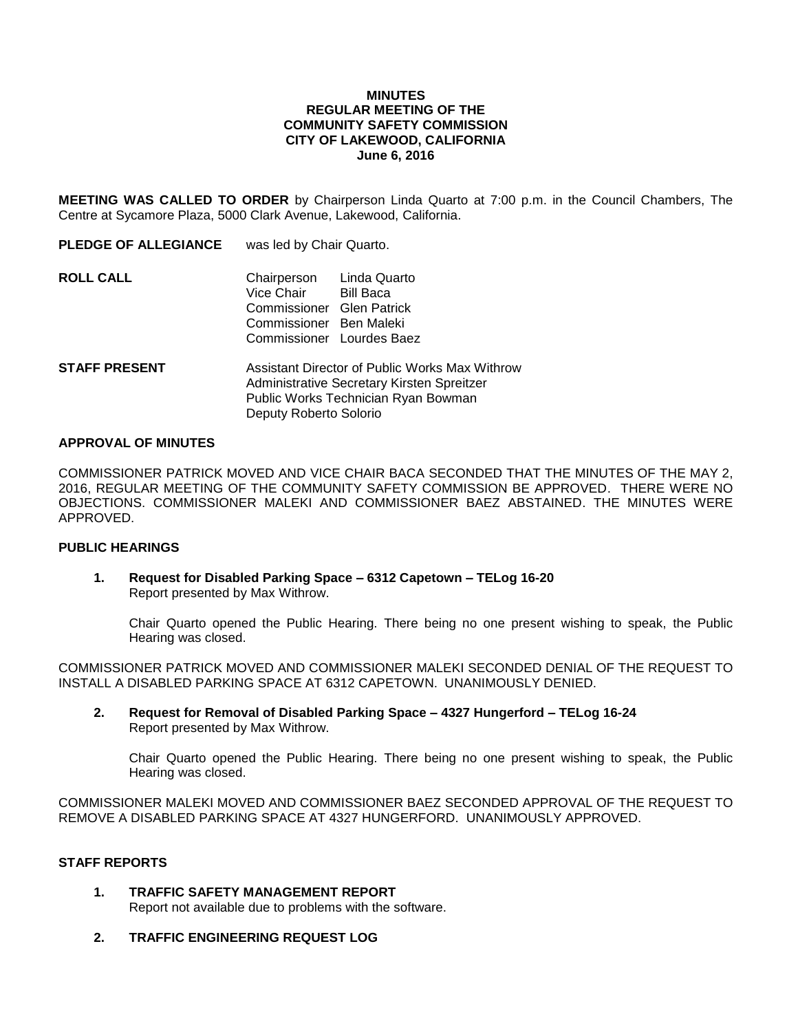**MINUTES**
**REGULAR MEETING OF THE**
**COMMUNITY SAFETY COMMISSION**
**CITY OF LAKEWOOD, CALIFORNIA**
**June 6, 2016**

**MEETING WAS CALLED TO ORDER** by Chairperson Linda Quarto at 7:00 p.m. in the Council Chambers, The Centre at Sycamore Plaza, 5000 Clark Avenue, Lakewood, California.

**PLEDGE OF ALLEGIANCE** was led by Chair Quarto.

**ROLL CALL**

Chairperson Linda Quarto
Vice Chair Bill Baca
Commissioner Glen Patrick
Commissioner Ben Maleki
Commissioner Lourdes Baez

**STAFF PRESENT**

Assistant Director of Public Works Max Withrow
Administrative Secretary Kirsten Spreitzer
Public Works Technician Ryan Bowman
Deputy Roberto Solorio

**APPROVAL OF MINUTES**

COMMISSIONER PATRICK MOVED AND VICE CHAIR BACA SECONDED THAT THE MINUTES OF THE MAY 2, 2016, REGULAR MEETING OF THE COMMUNITY SAFETY COMMISSION BE APPROVED. THERE WERE NO OBJECTIONS. COMMISSIONER MALEKI AND COMMISSIONER BAEZ ABSTAINED. THE MINUTES WERE APPROVED.

**PUBLIC HEARINGS**

1. **Request for Disabled Parking Space – 6312 Capetown – TELog 16-20**
   Report presented by Max Withrow.

   Chair Quarto opened the Public Hearing. There being no one present wishing to speak, the Public Hearing was closed.

COMMISSIONER PATRICK MOVED AND COMMISSIONER MALEKI SECONDED DENIAL OF THE REQUEST TO INSTALL A DISABLED PARKING SPACE AT 6312 CAPETOWN. UNANIMOUSLY DENIED.

2. **Request for Removal of Disabled Parking Space – 4327 Hungerford – TELog 16-24**
   Report presented by Max Withrow.

   Chair Quarto opened the Public Hearing. There being no one present wishing to speak, the Public Hearing was closed.

COMMISSIONER MALEKI MOVED AND COMMISSIONER BAEZ SECONDED APPROVAL OF THE REQUEST TO REMOVE A DISABLED PARKING SPACE AT 4327 HUNGERFORD. UNANIMOUSLY APPROVED.

**STAFF REPORTS**

1. **TRAFFIC SAFETY MANAGEMENT REPORT**
   Report not available due to problems with the software.

2. **TRAFFIC ENGINEERING REQUEST LOG**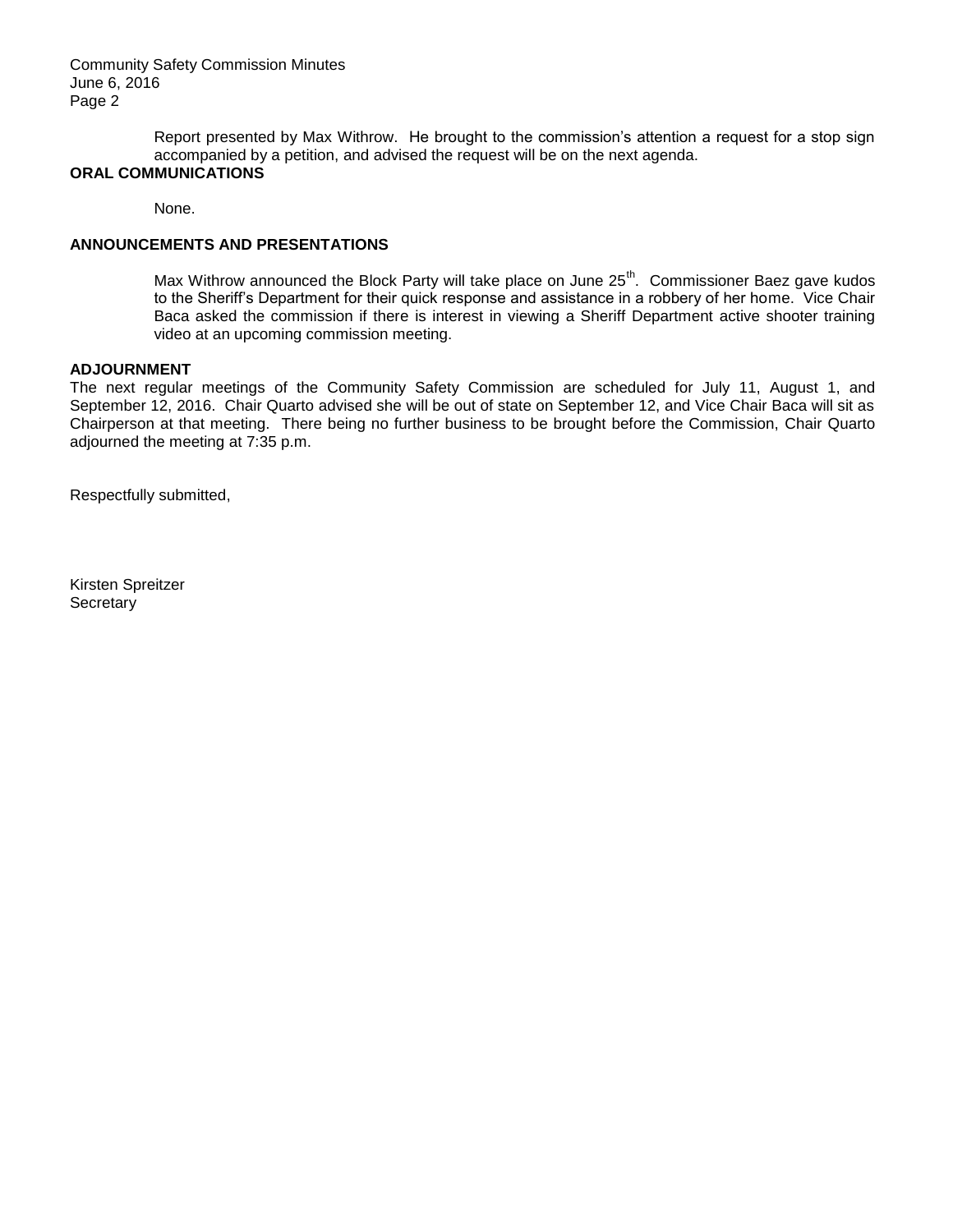Report presented by Max Withrow. He brought to the commission's attention a request for a stop sign accompanied by a petition, and advised the request will be on the next agenda.

**ORAL COMMUNICATIONS**

None.

**ANNOUNCEMENTS AND PRESENTATIONS**

Max Withrow announced the Block Party will take place on June 25th. Commissioner Baez gave kudos to the Sheriff's Department for their quick response and assistance in a robbery of her home. Vice Chair Baca asked the commission if there is interest in viewing a Sheriff Department active shooter training video at an upcoming commission meeting.

**ADJOURNMENT**

The next regular meetings of the Community Safety Commission are scheduled for July 11, August 1, and September 12, 2016. Chair Quarto advised she will be out of state on September 12, and Vice Chair Baca will sit as Chairperson at that meeting. There being no further business to be brought before the Commission, Chair Quarto adjourned the meeting at 7:35 p.m.

Respectfully submitted,

Kirsten Spreitzer
Secretary